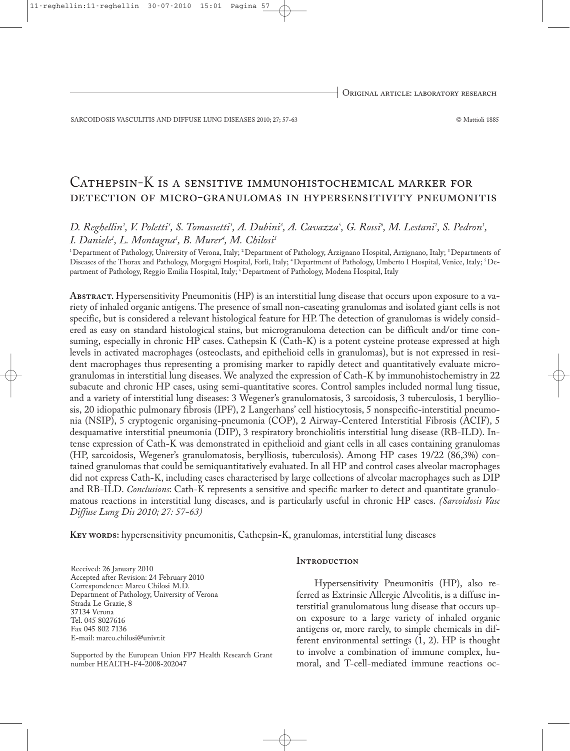Original article: laboratory research

# Cathepsin-K is a sensitive immunohistochemical marker for detection of micro-granulomas in hypersensitivity pneumonitis

*D. Reghellin[2], V. Poletti[3], S. Tomassetti[3], A. Dubini[3], A. Cavazza[5], G. Rossi[6], M. Lestani[2], S. Pedron[1], I. Daniele[1], L. Montagna[1], B. Murer[4], M. Chilosi[1]*

[1] Department of Pathology, University of Verona, Italy; [2] Department of Pathology, Arzignano Hospital, Arzignano, Italy; [3] Departments of Diseases of the Thorax and Pathology, Morgagni Hospital, Forlì, Italy; [4] Department of Pathology, Umberto I Hospital, Venice, Italy; [5] Department of Pathology, Reggio Emilia Hospital, Italy; [6] Department of Pathology, Modena Hospital, Italy

**Abstract.** Hypersensitivity Pneumonitis (HP) is an interstitial lung disease that occurs upon exposure to a variety of inhaled organic antigens. The presence of small non-caseating granulomas and isolated giant cells is not specific, but is considered a relevant histological feature for HP. The detection of granulomas is widely considered as easy on standard histological stains, but micrgranuloma detection can be difficult and/or time consuming, especially in chronic HP cases. Cathepsin K (Cath-K) is a potent cysteine protease expressed at high levels in activated macrophages (osteoclasts, and epithelioid cells in granulomas), but is not expressed in resident macrophages thus representing a promising marker to rapidly detect and quantitatively evaluate micro-granulomas in interstitial lung diseases. We analyzed the expression of Cath-K by immunohistochemistry in 22 subacute and chronic HP cases, using semi-quantitative scores. Control samples included normal lung tissue, and a variety of interstitial lung diseases: 3 Wegener's granulomatosis, 3 sarcoidosis, 3 tuberculosis, 1 berylliosis, 20 idiopathic pulmonary fibrosis (IPF), 2 Langerhans' cell histiocytosis, 5 nonspecific-interstitial pneumonia (NSIP), 5 cryptogenic organising-pneumonia (COP), 2 Airway-Centered Interstitial Fibrosis (ACIF), 5 desquamative interstitial pneumonia (DIP), 3 respiratory bronchiolitis interstitial lung disease (RB-ILD). Intense expression of Cath-K was demonstrated in epithelioid and giant cells in all cases containing granulomas (HP, sarcoidosis, Wegener's granulomatosis, berylliosis, tuberculosis). Among HP cases 19/22 (86,3%) contained granulomas that could be semiquantitatively evaluated. In all HP and control cases alveolar macrophages did not express Cath-K, including cases characterised by large collections of alveolar macrophages such as DIP and RB-ILD. *Conclusions*: Cath-K represents a sensitive and specific marker to detect and quantitate granulomatous reactions in interstitial lung diseases, and is particularly useful in chronic HP cases. *(Sarcoidosis Vasc Diffuse Lung Dis 2010; 27: 57-63)*

**Key words:** hypersensitivity pneumonitis, Cathepsin-K, granulomas, interstitial lung diseases

Received: 26 January 2010
Accepted after Revision: 24 February 2010
Correspondence: Marco Chilosi M.D.
Department of Pathology, University of Verona
Strada Le Grazie, 8
37134 Verona
Tel. 045 8027616
Fax 045 802 7136
E-mail: marco.chilosi@univr.it

Supported by the European Union FP7 Health Research Grant number HEALTH-F4-2008-202047

## Introduction

Hypersensitivity Pneumonitis (HP), also referred as Extrinsic Allergic Alveolitis, is a diffuse interstitial granulomatous lung disease that occurs upon exposure to a large variety of inhaled organic antigens or, more rarely, to simple chemicals in different environmental settings (1, 2). HP is thought to involve a combination of immune complex, humoral, and T-cell-mediated immune reactions oc-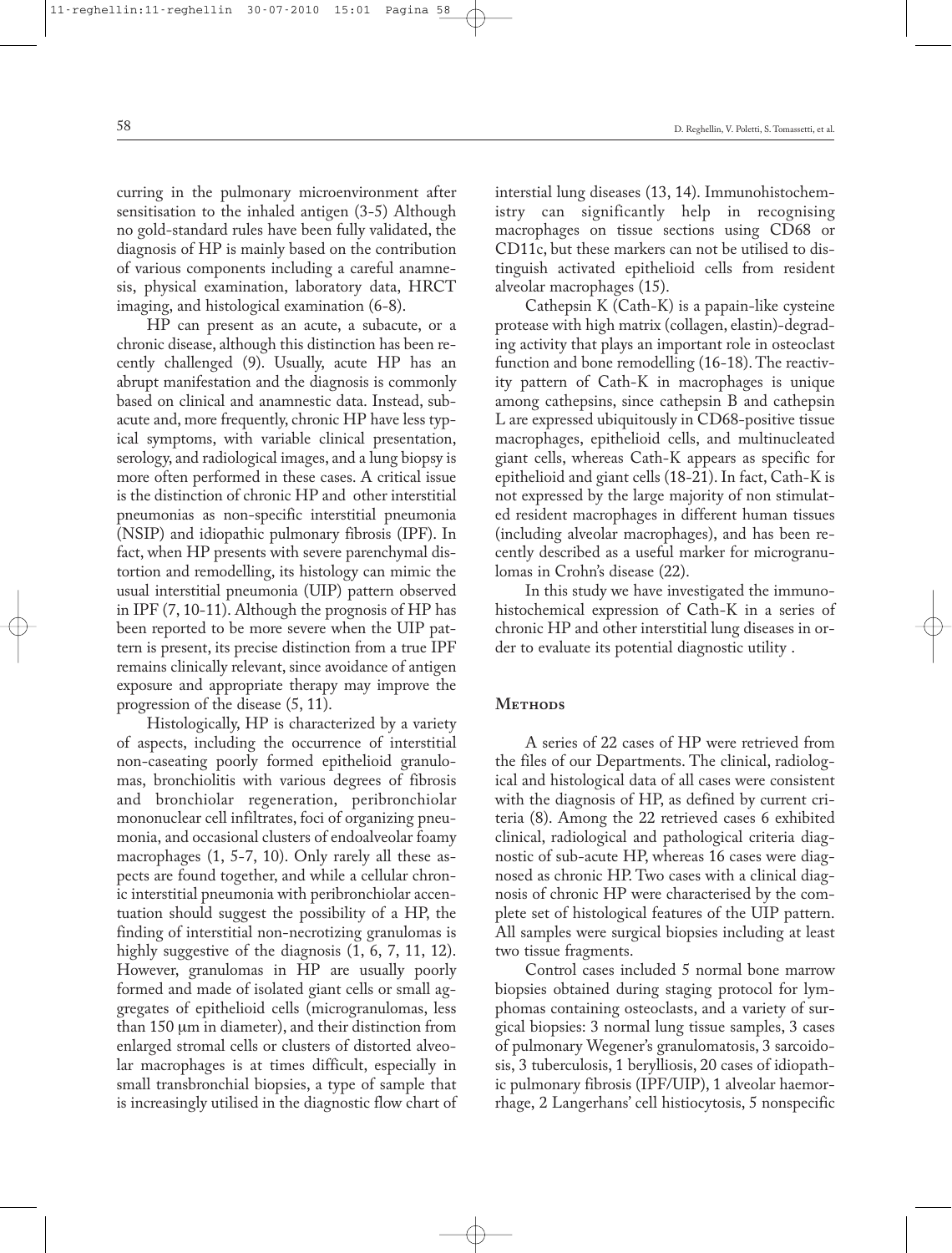curring in the pulmonary microenvironment after sensitisation to the inhaled antigen (3-5) Although no gold-standard rules have been fully validated, the diagnosis of HP is mainly based on the contribution of various components including a careful anamnesis, physical examination, laboratory data, HRCT imaging, and histological examination (6-8).

HP can present as an acute, a subacute, or a chronic disease, although this distinction has been recently challenged (9). Usually, acute HP has an abrupt manifestation and the diagnosis is commonly based on clinical and anamnestic data. Instead, subacute and, more frequently, chronic HP have less typical symptoms, with variable clinical presentation, serology, and radiological images, and a lung biopsy is more often performed in these cases. A critical issue is the distinction of chronic HP and other interstitial pneumonias as non-specific interstitial pneumonia (NSIP) and idiopathic pulmonary fibrosis (IPF). In fact, when HP presents with severe parenchymal distortion and remodelling, its histology can mimic the usual interstitial pneumonia (UIP) pattern observed in IPF (7, 10-11). Although the prognosis of HP has been reported to be more severe when the UIP pattern is present, its precise distinction from a true IPF remains clinically relevant, since avoidance of antigen exposure and appropriate therapy may improve the progression of the disease (5, 11).

Histologically, HP is characterized by a variety of aspects, including the occurrence of interstitial non-caseating poorly formed epithelioid granulomas, bronchiolitis with various degrees of fibrosis and bronchiolar regeneration, peribronchiolar mononuclear cell infiltrates, foci of organizing pneumonia, and occasional clusters of endoalveolar foamy macrophages (1, 5-7, 10). Only rarely all these aspects are found together, and while a cellular chronic interstitial pneumonia with peribronchiolar accentuation should suggest the possibility of a HP, the finding of interstitial non-necrotizing granulomas is highly suggestive of the diagnosis (1, 6, 7, 11, 12). However, granulomas in HP are usually poorly formed and made of isolated giant cells or small aggregates of epithelioid cells (microgranulomas, less than 150 μm in diameter), and their distinction from enlarged stromal cells or clusters of distorted alveolar macrophages is at times difficult, especially in small transbronchial biopsies, a type of sample that is increasingly utilised in the diagnostic flow chart of interstial lung diseases (13, 14). Immunohistochemistry can significantly help in recognising macrophages on tissue sections using CD68 or CD11c, but these markers can not be utilised to distinguish activated epithelioid cells from resident alveolar macrophages (15).

Cathepsin K (Cath-K) is a papain-like cysteine protease with high matrix (collagen, elastin)-degrading activity that plays an important role in osteoclast function and bone remodelling (16-18). The reactivity pattern of Cath-K in macrophages is unique among cathepsins, since cathepsin B and cathepsin L are expressed ubiquitously in CD68-positive tissue macrophages, epithelioid cells, and multinucleated giant cells, whereas Cath-K appears as specific for epithelioid and giant cells (18-21). In fact, Cath-K is not expressed by the large majority of non stimulated resident macrophages in different human tissues (including alveolar macrophages), and has been recently described as a useful marker for microgranulomas in Crohn's disease (22).

In this study we have investigated the immunohistochemical expression of Cath-K in a series of chronic HP and other interstitial lung diseases in order to evaluate its potential diagnostic utility .

## Methods

A series of 22 cases of HP were retrieved from the files of our Departments. The clinical, radiological and histological data of all cases were consistent with the diagnosis of HP, as defined by current criteria (8). Among the 22 retrieved cases 6 exhibited clinical, radiological and pathological criteria diagnostic of sub-acute HP, whereas 16 cases were diagnosed as chronic HP. Two cases with a clinical diagnosis of chronic HP were characterised by the complete set of histological features of the UIP pattern. All samples were surgical biopsies including at least two tissue fragments.

Control cases included 5 normal bone marrow biopsies obtained during staging protocol for lymphomas containing osteoclasts, and a variety of surgical biopsies: 3 normal lung tissue samples, 3 cases of pulmonary Wegener's granulomatosis, 3 sarcoidosis, 3 tuberculosis, 1 berylliosis, 20 cases of idiopathic pulmonary fibrosis (IPF/UIP), 1 alveolar haemorrhage, 2 Langerhans' cell histiocytosis, 5 nonspecific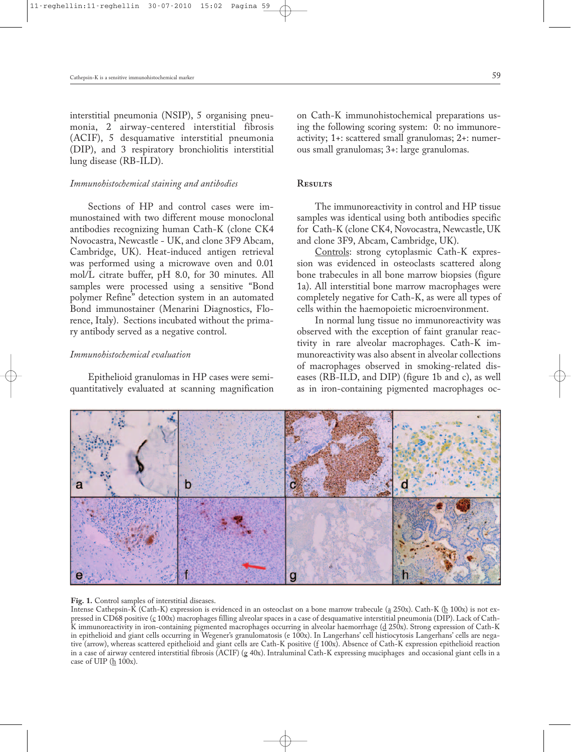interstitial pneumonia (NSIP), 5 organising pneumonia, 2 airway-centered interstitial fibrosis (ACIF), 5 desquamative interstitial pneumonia (DIP), and 3 respiratory bronchiolitis interstitial lung disease (RB-ILD).

### *Immunohistochemical staining and antibodies*

Sections of HP and control cases were immunostained with two different mouse monoclonal antibodies recognizing human Cath-K (clone CK4 Novocastra, Newcastle - UK, and clone 3F9 Abcam, Cambridge, UK). Heat-induced antigen retrieval was performed using a microwave oven and 0.01 mol/L citrate buffer, pH 8.0, for 30 minutes. All samples were processed using a sensitive "Bond polymer Refine" detection system in an automated Bond immunostainer (Menarini Diagnostics, Florence, Italy). Sections incubated without the primary antibody served as a negative control.

### *Immunohistochemical evaluation*

Epithelioid granulomas in HP cases were semiquantitatively evaluated at scanning magnification on Cath-K immunohistochemical preparations using the following scoring system: 0: no immunoreactivity; 1+: scattered small granulomas; 2+: numerous small granulomas; 3+: large granulomas.

## Results

The immunoreactivity in control and HP tissue samples was identical using both antibodies specific for Cath-K (clone CK4, Novocastra, Newcastle, UK and clone 3F9, Abcam, Cambridge, UK).

Controls: strong cytoplasmic Cath-K expression was evidenced in osteoclasts scattered along bone trabecules in all bone marrow biopsies (figure 1a). All interstitial bone marrow macrophages were completely negative for Cath-K, as were all types of cells within the haemopoietic microenvironment.

In normal lung tissue no immunoreactivity was observed with the exception of faint granular reactivity in rare alveolar macrophages. Cath-K immunoreactivity was also absent in alveolar collections of macrophages observed in smoking-related diseases (RB-ILD, and DIP) (figure 1b and c), as well as in iron-containing pigmented macrophages oc-

**Fig. 1.** Control samples of interstitial diseases.
Intense Cathepsin-K (Cath-K) expression is evidenced in an osteoclast on a bone marrow trabecule (a 250x). Cath-K (b 100x) is not expressed in CD68 positive (c 100x) macrophages filling alveolar spaces in a case of desquamative interstitial pneumonia (DIP). Lack of Cath-K immunoreactivity in iron-containing pigmented macrophages occurring in alveolar haemorrhage (d 250x). Strong expression of Cath-K in epithelioid and giant cells occurring in Wegener's granulomatosis (e 100x). In Langerhans' cell histiocytosis Langerhans' cells are negative (arrow), whereas scattered epithelioid and giant cells are Cath-K positive (f 100x). Absence of Cath-K expression epithelioid reaction in a case of airway centered interstitial fibrosis (ACIF) (g 40x). Intraluminal Cath-K expressing muciphages and occasional giant cells in a case of UIP (h 100x).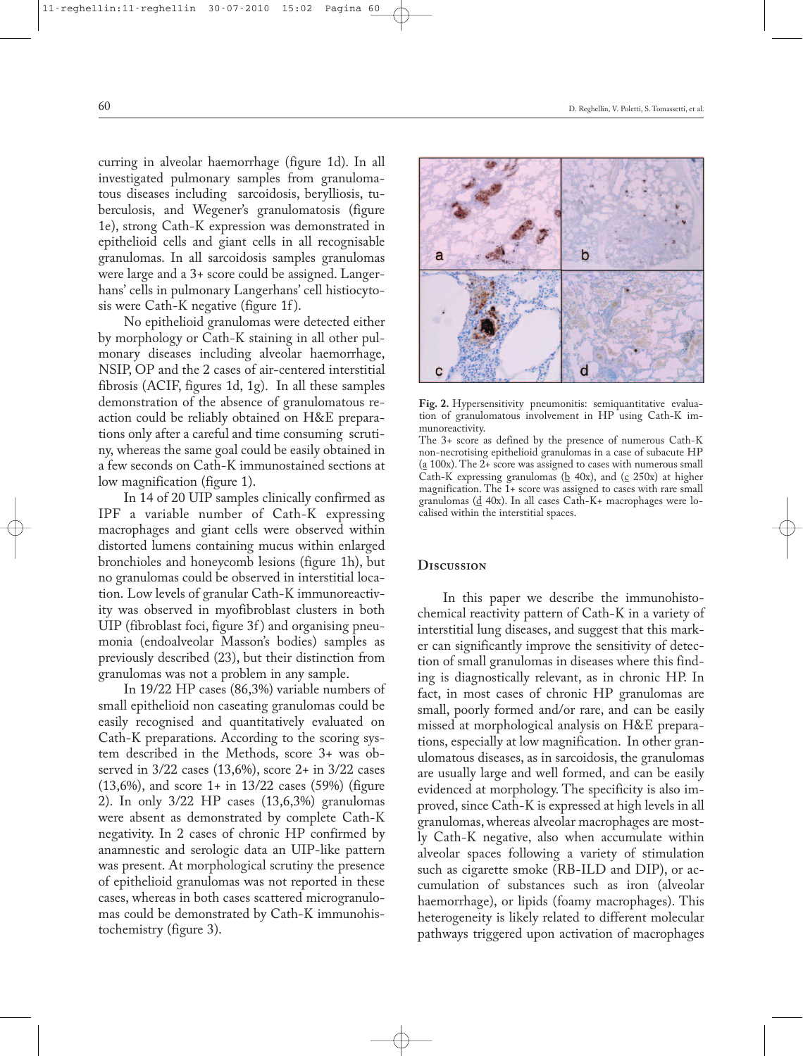curring in alveolar haemorrhage (figure 1d). In all investigated pulmonary samples from granulomatous diseases including sarcoidosis, beryliosis, tuberculosis, and Wegener's granulomatosis (figure 1e), strong Cath-K expression was demonstrated in epithelioid cells and giant cells in all recognisable granulomas. In all sarcoidosis samples granulomas were large and a 3+ score could be assigned. Langerhans' cells in pulmonary Langerhans' cell histiocytosis were Cath-K negative (figure 1f).

No epithelioid granulomas were detected either by morphology or Cath-K staining in all other pulmonary diseases including alveolar haemorrhage, NSIP, OP and the 2 cases of air-centered interstitial fibrosis (ACIF, figures 1d, 1g). In all these samples demonstration of the absence of granulomatous reaction could be reliably obtained on H&E preparations only after a careful and time consuming scrutiny, whereas the same goal could be easily obtained in a few seconds on Cath-K immunostained sections at low magnification (figure 1).

In 14 of 20 UIP samples clinically confirmed as IPF a variable number of Cath-K expressing macrophages and giant cells were observed within distorted lumens containing mucus within enlarged bronchioles and honeycomb lesions (figure 1h), but no granulomas could be observed in interstitial location. Low levels of granular Cath-K immunoreactivity was observed in myofibroblast clusters in both UIP (fibroblast foci, figure 3f) and organising pneumonia (endoalveolar Masson's bodies) samples as previously described (23), but their distinction from granulomas was not a problem in any sample.

In 19/22 HP cases (86,3%) variable numbers of small epithelioid non caseating granulomas could be easily recognised and quantitatively evaluated on Cath-K preparations. According to the scoring system described in the Methods, score 3+ was observed in 3/22 cases (13,6%), score 2+ in 3/22 cases (13,6%), and score 1+ in 13/22 cases (59%) (figure 2). In only 3/22 HP cases (13,6,3%) granulomas were absent as demonstrated by complete Cath-K negativity. In 2 cases of chronic HP confirmed by anamnestic and serologic data an UIP-like pattern was present. At morphological scrutiny the presence of epithelioid granulomas was not reported in these cases, whereas in both cases scattered microgranulomas could be demonstrated by Cath-K immunohistochemistry (figure 3).

**Fig. 2.** Hypersensitivity pneumonitis: semiquantitative evaluation of granulomatous involvement in HP using Cath-K immunoreactivity.
The 3+ score as defined by the presence of numerous Cath-K non-necrotising epithelioid granulomas in a case of subacute HP (a 100x). The 2+ score was assigned to cases with numerous small Cath-K expressing granulomas (b 40x), and (c 250x) at higher magnification. The 1+ score was assigned to cases with rare small granulomas (d 40x). In all cases Cath-K+ macrophages were localised within the interstitial spaces.

## Discussion

In this paper we describe the immunohistochemical reactivity pattern of Cath-K in a variety of interstitial lung diseases, and suggest that this marker can significantly improve the sensitivity of detection of small granulomas in diseases where this finding is diagnostically relevant, as in chronic HP. In fact, in most cases of chronic HP granulomas are small, poorly formed and/or rare, and can be easily missed at morphological analysis on H&E preparations, especially at low magnification. In other granulomatous diseases, as in sarcoidosis, the granulomas are usually large and well formed, and can be easily evidenced at morphology. The specificity is also improved, since Cath-K is expressed at high levels in all granulomas, whereas alveolar macrophages are mostly Cath-K negative, also when accumulate within alveolar spaces following a variety of stimulation such as cigarette smoke (RB-ILD and DIP), or accumulation of substances such as iron (alveolar haemorrhage), or lipids (foamy macrophages). This heterogeneity is likely related to different molecular pathways triggered upon activation of macrophages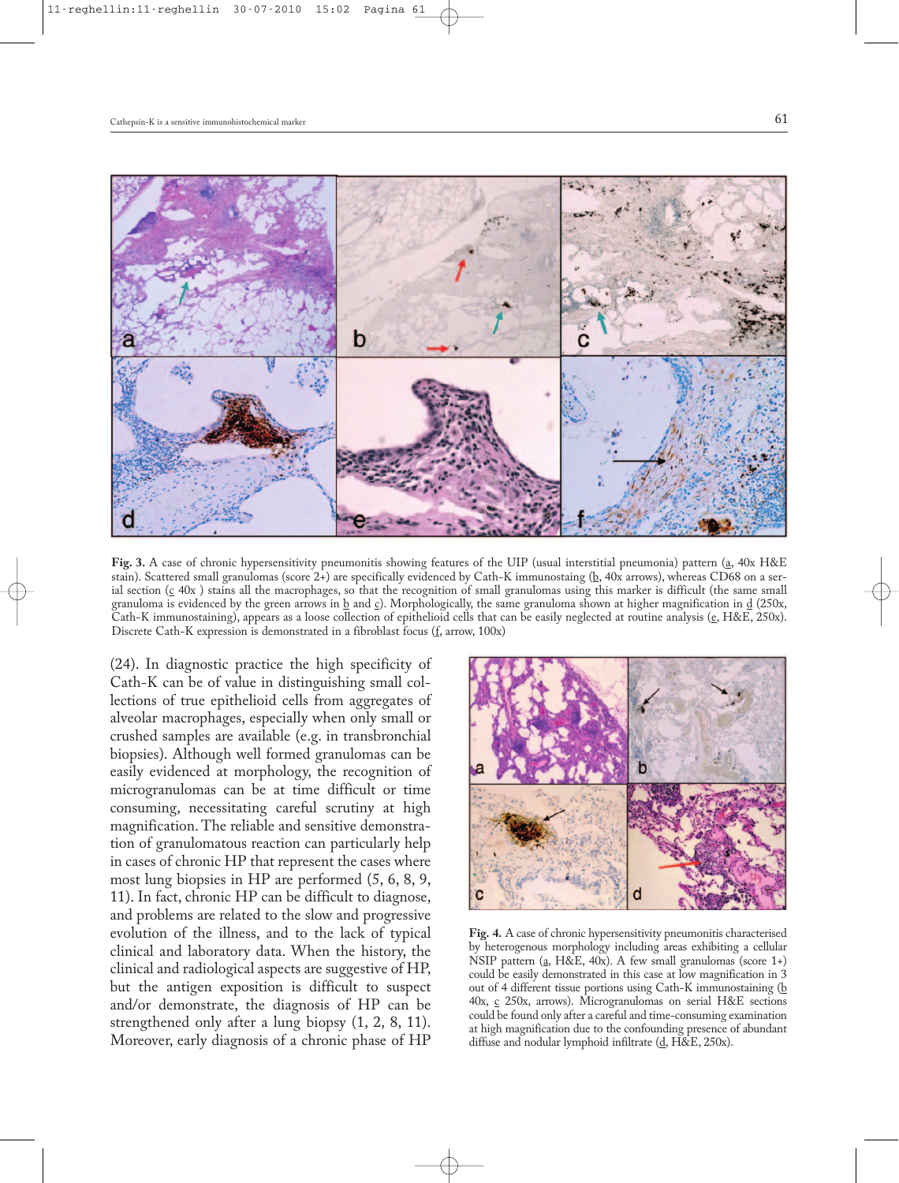**Fig. 3.** A case of chronic hypersensitivity pneumonitis showing features of the UIP (usual interstitial pneumonia) pattern (a, 40x H&E stain). Scattered small granulomas (score 2+) are specifically evidenced by Cath-K immunostaing (b, 40x arrows), whereas CD68 on a serial section (c 40x ) stains all the macrophages, so that the recognition of small granulomas using this marker is difficult (the same small granuloma is evidenced by the green arrows in b and c). Morphologically, the same granuloma shown at higher magnification in d (250x, Cath-K immunostaining), appears as a loose collection of epithelioid cells that can be easily neglected at routine analysis (e, H&E, 250x). Discrete Cath-K expression is demonstrated in a fibroblast focus (f, arrow, 100x)

(24). In diagnostic practice the high specificity of Cath-K can be of value in distinguishing small collections of true epithelioid cells from aggregates of alveolar macrophages, especially when only small or crushed samples are available (e.g. in transbronchial biopsies). Although well formed granulomas can be easily evidenced at morphology, the recognition of microgranulomas can be at time difficult or time consuming, necessitating careful scrutiny at high magnification. The reliable and sensitive demonstration of granulomatous reaction can particularly help in cases of chronic HP that represent the cases where most lung biopsies in HP are performed (5, 6, 8, 9, 11). In fact, chronic HP can be difficult to diagnose, and problems are related to the slow and progressive evolution of the illness, and to the lack of typical clinical and laboratory data. When the history, the clinical and radiological aspects are suggestive of HP, but the antigen exposition is difficult to suspect and/or demonstrate, the diagnosis of HP can be strengthened only after a lung biopsy (1, 2, 8, 11). Moreover, early diagnosis of a chronic phase of HP

**Fig. 4.** A case of chronic hypersensitivity pneumonitis characterised by heterogenous morphology including areas exhibiting a cellular NSIP pattern (a, H&E, 40x). A few small granulomas (score 1+) could be easily demonstrated in this case at low magnification in 3 out of 4 different tissue portions using Cath-K immunostaining (b 40x, c 250x, arrows). Microgranulomas on serial H&E sections could be found only after a careful and time-consuming examination at high magnification due to the confounding presence of abundant diffuse and nodular lymphoid infiltrate (d, H&E, 250x).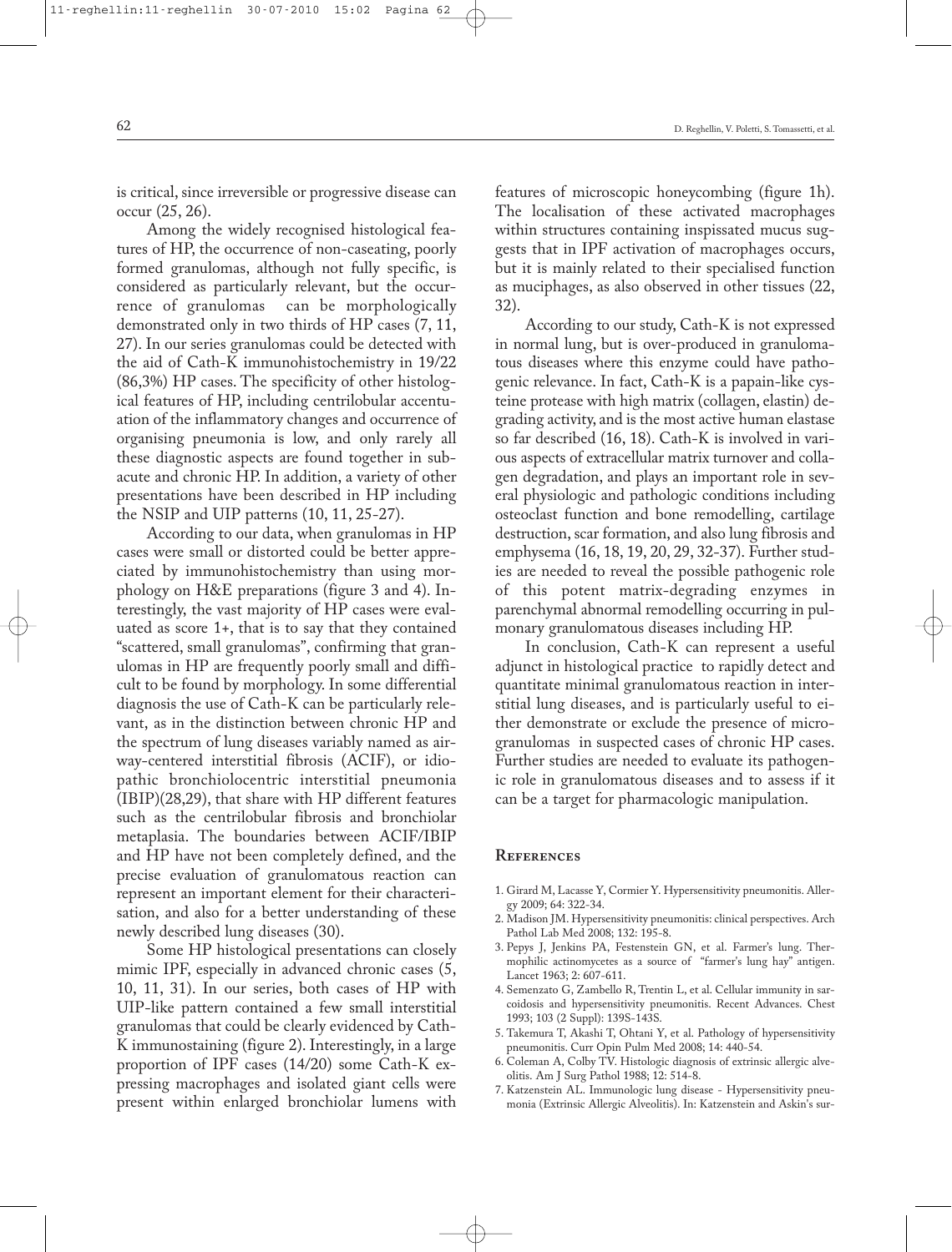is critical, since irreversible or progressive disease can occur (25, 26).

Among the widely recognised histological features of HP, the occurrence of non-caseating, poorly formed granulomas, although not fully specific, is considered as particularly relevant, but the occurrence of granulomas can be morphologically demonstrated only in two thirds of HP cases (7, 11, 27). In our series granulomas could be detected with the aid of Cath-K immunohistochemistry in 19/22 (86,3%) HP cases. The specificity of other histological features of HP, including centrilobular accentuation of the inflammatory changes and occurrence of organising pneumonia is low, and only rarely all these diagnostic aspects are found together in subacute and chronic HP. In addition, a variety of other presentations have been described in HP including the NSIP and UIP patterns (10, 11, 25-27).

According to our data, when granulomas in HP cases were small or distorted could be better appreciated by immunohistochemistry than using morphology on H&E preparations (figure 3 and 4). Interestingly, the vast majority of HP cases were evaluated as score 1+, that is to say that they contained "scattered, small granulomas", confirming that granulomas in HP are frequently poorly small and difficult to be found by morphology. In some differential diagnosis the use of Cath-K can be particularly relevant, as in the distinction between chronic HP and the spectrum of lung diseases variably named as airway-centered interstitial fibrosis (ACIF), or idiopathic bronchiolocentric interstitial pneumonia (IBIP)(28,29), that share with HP different features such as the centrilobular fibrosis and bronchiolar metaplasia. The boundaries between ACIF/IBIP and HP have not been completely defined, and the precise evaluation of granulomatous reaction can represent an important element for their characterisation, and also for a better understanding of these newly described lung diseases (30).

Some HP histological presentations can closely mimic IPF, especially in advanced chronic cases (5, 10, 11, 31). In our series, both cases of HP with UIP-like pattern contained a few small interstitial granulomas that could be clearly evidenced by Cath-K immunostaining (figure 2). Interestingly, in a large proportion of IPF cases (14/20) some Cath-K expressing macrophages and isolated giant cells were present within enlarged bronchiolar lumens with features of microscopic honeycombing (figure 1h). The localisation of these activated macrophages within structures containing inspissated mucus suggests that in IPF activation of macrophages occurs, but it is mainly related to their specialised function as muciphages, as also observed in other tissues (22, 32).

According to our study, Cath-K is not expressed in normal lung, but is over-produced in granulomatous diseases where this enzyme could have pathogenic relevance. In fact, Cath-K is a papain-like cysteine protease with high matrix (collagen, elastin) degrading activity, and is the most active human elastase so far described (16, 18). Cath-K is involved in various aspects of extracellular matrix turnover and collagen degradation, and plays an important role in several physiologic and pathologic conditions including osteoclast function and bone remodelling, cartilage destruction, scar formation, and also lung fibrosis and emphysema (16, 18, 19, 20, 29, 32-37). Further studies are needed to reveal the possible pathogenic role of this potent matrix-degrading enzymes in parenchymal abnormal remodelling occurring in pulmonary granulomatous diseases including HP.

In conclusion, Cath-K can represent a useful adjunct in histological practice to rapidly detect and quantitate minimal granulomatous reaction in interstitial lung diseases, and is particularly useful to either demonstrate or exclude the presence of microgranulomas in suspected cases of chronic HP cases. Further studies are needed to evaluate its pathogenic role in granulomatous diseases and to assess if it can be a target for pharmacologic manipulation.

## References

1. Girard M, Lacasse Y, Cormier Y. Hypersensitivity pneumonitis. Allergy 2009; 64: 322-34.
2. Madison JM. Hypersensitivity pneumonitis: clinical perspectives. Arch Pathol Lab Med 2008; 132: 195-8.
3. Pepys J, Jenkins PA, Festenstein GN, et al. Farmer's lung. Thermophilic actinomycetes as a source of "farmer's lung hay" antigen. Lancet 1963; 2: 607-611.
4. Semenzato G, Zambello R, Trentin L, et al. Cellular immunity in sarcoidosis and hypersensitivity pneumonitis. Recent Advances. Chest 1993; 103 (2 Suppl): 139S-143S.
5. Takemura T, Akashi T, Ohtani Y, et al. Pathology of hypersensitivity pneumonitis. Curr Opin Pulm Med 2008; 14: 440-54.
6. Coleman A, Colby TV. Histologic diagnosis of extrinsic allergic alveolitis. Am J Surg Pathol 1988; 12: 514-8.
7. Katzenstein AL. Immunologic lung disease - Hypersensitivity pneumonia (Extrinsic Allergic Alveolitis). In: Katzenstein and Askin's sur-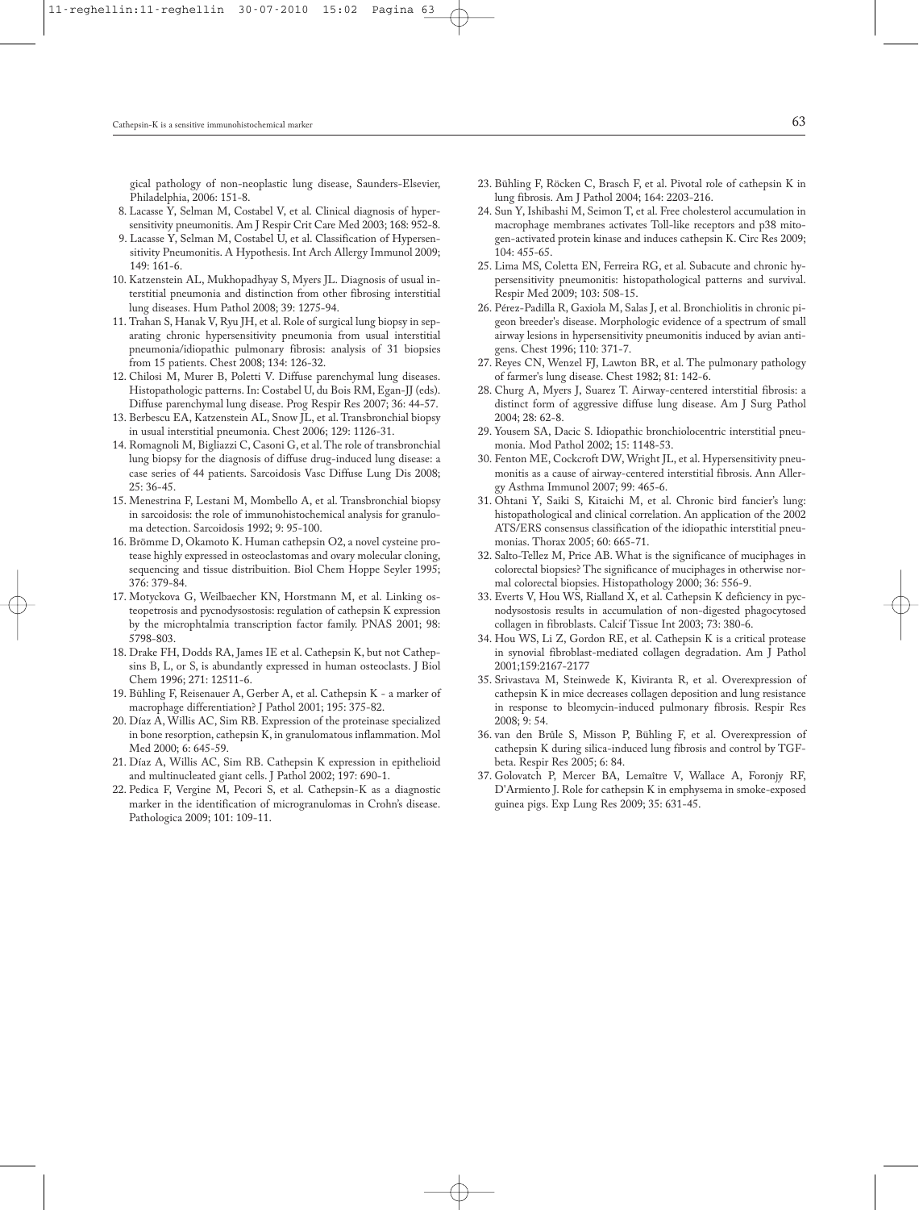gical pathology of non-neoplastic lung disease, Saunders-Elsevier, Philadelphia, 2006: 151-8.

8. Lacasse Y, Selman M, Costabel V, et al. Clinical diagnosis of hypersensitivity pneumonitis. Am J Respir Crit Care Med 2003; 168: 952-8.
9. Lacasse Y, Selman M, Costabel U, et al. Classification of Hypersensitivity Pneumonitis. A Hypothesis. Int Arch Allergy Immunol 2009; 149: 161-6.
10. Katzenstein AL, Mukhopadhyay S, Myers JL. Diagnosis of usual interstitial pneumonia and distinction from other fibrosing interstitial lung diseases. Hum Pathol 2008; 39: 1275-94.
11. Trahan S, Hanak V, Ryu JH, et al. Role of surgical lung biopsy in separating chronic hypersensitivity pneumonia from usual interstitial pneumonia/idiopathic pulmonary fibrosis: analysis of 31 biopsies from 15 patients. Chest 2008; 134: 126-32.
12. Chilosi M, Murer B, Poletti V. Diffuse parenchymal lung diseases. Histopathologic patterns. In: Costabel U, du Bois RM, Egan-JJ (eds). Diffuse parenchymal lung disease. Prog Respir Res 2007; 36: 44-57.
13. Berbescu EA, Katzenstein AL, Snow JL, et al. Transbronchial biopsy in usual interstitial pneumonia. Chest 2006; 129: 1126-31.
14. Romagnoli M, Bigliazzi C, Casoni G, et al. The role of transbronchial lung biopsy for the diagnosis of diffuse drug-induced lung disease: a case series of 44 patients. Sarcoidosis Vasc Diffuse Lung Dis 2008; 25: 36-45.
15. Menestrina F, Lestani M, Mombello A, et al. Transbronchial biopsy in sarcoidosis: the role of immunohistochemical analysis for granuloma detection. Sarcoidosis 1992; 9: 95-100.
16. Brömme D, Okamoto K. Human cathepsin O2, a novel cysteine protease highly expressed in osteoclastomas and ovary molecular cloning, sequencing and tissue distribuition. Biol Chem Hoppe Seyler 1995; 376: 379-84.
17. Motyckova G, Weilbaecher KN, Horstmann M, et al. Linking osteopetrosis and pycnodysostosis: regulation of cathepsin K expression by the microphtalmia transcription factor family. PNAS 2001; 98: 5798-803.
18. Drake FH, Dodds RA, James IE et al. Cathepsin K, but not Cathepsins B, L, or S, is abundantly expressed in human osteoclasts. J Biol Chem 1996; 271: 12511-6.
19. Bühling F, Reisenauer A, Gerber A, et al. Cathepsin K - a marker of macrophage differentiation? J Pathol 2001; 195: 375-82.
20. Díaz A, Willis AC, Sim RB. Expression of the proteinase specialized in bone resorption, cathepsin K, in granulomatous inflammation. Mol Med 2000; 6: 645-59.
21. Díaz A, Willis AC, Sim RB. Cathepsin K expression in epithelioid and multinucleated giant cells. J Pathol 2002; 197: 690-1.
22. Pedica F, Vergine M, Pecori S, et al. Cathepsin-K as a diagnostic marker in the identification of microgranulomas in Crohn's disease. Pathologica 2009; 101: 109-11.
23. Bühling F, Röcken C, Brasch F, et al. Pivotal role of cathepsin K in lung fibrosis. Am J Pathol 2004; 164: 2203-216.
24. Sun Y, Ishibashi M, Seimon T, et al. Free cholesterol accumulation in macrophage membranes activates Toll-like receptors and p38 mitogen-activated protein kinase and induces cathepsin K. Circ Res 2009; 104: 455-65.
25. Lima MS, Coletta EN, Ferreira RG, et al. Subacute and chronic hypersensitivity pneumonitis: histopathological patterns and survival. Respir Med 2009; 103: 508-15.
26. Pérez-Padilla R, Gaxiola M, Salas J, et al. Bronchiolitis in chronic pigeon breeder's disease. Morphologic evidence of a spectrum of small airway lesions in hypersensitivity pneumonitis induced by avian antigens. Chest 1996; 110: 371-7.
27. Reyes CN, Wenzel FJ, Lawton BR, et al. The pulmonary pathology of farmer's lung disease. Chest 1982; 81: 142-6.
28. Churg A, Myers J, Suarez T. Airway-centered interstitial fibrosis: a distinct form of aggressive diffuse lung disease. Am J Surg Pathol 2004; 28: 62-8.
29. Yousem SA, Dacic S. Idiopathic bronchiolocentric interstitial pneumonia. Mod Pathol 2002; 15: 1148-53.
30. Fenton ME, Cockcroft DW, Wright JL, et al. Hypersensitivity pneumonitis as a cause of airway-centered interstitial fibrosis. Ann Allergy Asthma Immunol 2007; 99: 465-6.
31. Ohtani Y, Saiki S, Kitaichi M, et al. Chronic bird fancier's lung: histopathological and clinical correlation. An application of the 2002 ATS/ERS consensus classification of the idiopathic interstitial pneumonias. Thorax 2005; 60: 665-71.
32. Salto-Tellez M, Price AB. What is the significance of muciphages in colorectal biopsies? The significance of muciphages in otherwise normal colorectal biopsies. Histopathology 2000; 36: 556-9.
33. Everts V, Hou WS, Rialland X, et al. Cathepsin K deficiency in pycnodysostosis results in accumulation of non-digested phagocytosed collagen in fibroblasts. Calcif Tissue Int 2003; 73: 380-6.
34. Hou WS, Li Z, Gordon RE, et al. Cathepsin K is a critical protease in synovial fibroblast-mediated collagen degradation. Am J Pathol 2001;159:2167-2177
35. Srivastava M, Steinwede K, Kiviranta R, et al. Overexpression of cathepsin K in mice decreases collagen deposition and lung resistance in response to bleomycin-induced pulmonary fibrosis. Respir Res 2008; 9: 54.
36. van den Brûle S, Misson P, Bühling F, et al. Overexpression of cathepsin K during silica-induced lung fibrosis and control by TGF-beta. Respir Res 2005; 6: 84.
37. Golovatch P, Mercer BA, Lemaître V, Wallace A, Foronjy RF, D'Armiento J. Role for cathepsin K in emphysema in smoke-exposed guinea pigs. Exp Lung Res 2009; 35: 631-45.